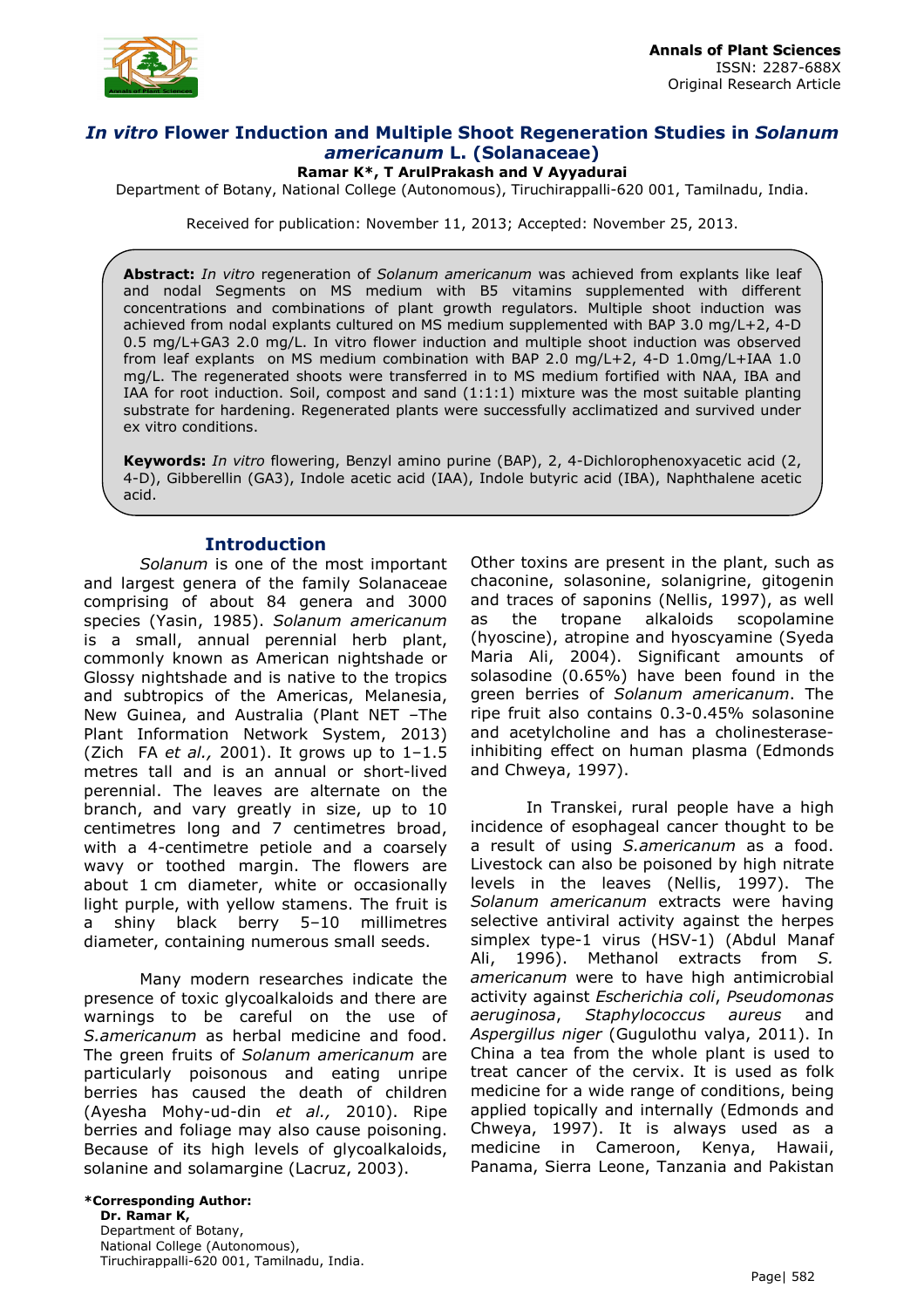# *In vitro* Flower Induction and Multiple Shoot Regeneration Studies in *Solanum americanum* L. (Solanaceae)

**Ramar K\*, T ArulPrakash and V Ayyadurai**

Department of Botany, National College (Autonomous), Tiruchirappalli-620 001, Tamilnadu, India.

Received for publication: November 11, 2013; Accepted: November 25, 2013.

**Abstract:** *In vitro* regeneration of *Solanum americanum* was achieved from explants like leaf and nodal Segments on MS medium with B5 vitamins supplemented with different concentrations and combinations of plant growth regulators. Multiple shoot induction was achieved from nodal explants cultured on MS medium supplemented with BAP 3.0 mg/L+2, 4-D 0.5 mg/L+GA3 2.0 mg/L. In vitro flower induction and multiple shoot induction was observed from leaf explants on MS medium combination with BAP 2.0 mg/L+2, 4-D 1.0mg/L+IAA 1.0 mg/L. The regenerated shoots were transferred in to MS medium fortified with NAA, IBA and IAA for root induction. Soil, compost and sand (1:1:1) mixture was the most suitable planting substrate for hardening. Regenerated plants were successfully acclimatized and survived under ex vitro conditions.

**Keywords:** *In vitro* flowering, Benzyl amino purine (BAP), 2, 4-Dichlorophenoxyacetic acid (2, 4-D), Gibberellin (GA3), Indole acetic acid (IAA), Indole butyric acid (IBA), Naphthalene acetic acid.

## Introduction

*Solanum* is one of the most important and largest genera of the family Solanaceae comprising of about 84 genera and 3000 species (Yasin, 1985). *Solanum americanum* is a small, annual perennial herb plant, commonly known as American nightshade or Glossy nightshade and is native to the tropics and subtropics of the Americas, Melanesia, New Guinea, and Australia (Plant NET –The Plant Information Network System, 2013) (Zich FA *et al.,* 2001). It grows up to 1–1.5 metres tall and is an annual or short-lived perennial. The leaves are alternate on the branch, and vary greatly in size, up to 10 centimetres long and 7 centimetres broad, with a 4-centimetre petiole and a coarsely wavy or toothed margin. The flowers are about 1 cm diameter, white or occasionally light purple, with yellow stamens. The fruit is a shiny black berry 5–10 millimetres diameter, containing numerous small seeds.

Many modern researches indicate the presence of toxic glycoalkaloids and there are warnings to be careful on the use of *S.americanum* as herbal medicine and food. The green fruits of *Solanum americanum* are particularly poisonous and eating unripe berries has caused the death of children (Ayesha Mohy-ud-din *et al.,* 2010). Ripe berries and foliage may also cause poisoning. Because of its high levels of glycoalkaloids, solanine and solamargine (Lacruz, 2003). Other toxins are present in the plant, such as chaconine, solasonine, solanigrine, gitogenin and traces of saponins (Nellis, 1997), as well as the tropane alkaloids scopolamine (hyoscine), atropine and hyoscyamine (Syeda Maria Ali, 2004). Significant amounts of solasodine (0.65%) have been found in the green berries of *Solanum americanum*. The ripe fruit also contains 0.3-0.45% solasonine and acetylcholine and has a cholinesterase-inhibiting effect on human plasma (Edmonds and Chweya, 1997).

In Transkei, rural people have a high incidence of esophageal cancer thought to be a result of using *S.americanum* as a food. Livestock can also be poisoned by high nitrate levels in the leaves (Nellis, 1997). The *Solanum americanum* extracts were having selective antiviral activity against the herpes simplex type-1 virus (HSV-1) (Abdul Manaf Ali, 1996). Methanol extracts from *S. americanum* were to have high antimicrobial activity against *Escherichia coli*, *Pseudomonas aeruginosa*, *Staphylococcus aureus* and *Aspergillus niger* (Gugulothu valya, 2011). In China a tea from the whole plant is used to treat cancer of the cervix. It is used as folk medicine for a wide range of conditions, being applied topically and internally (Edmonds and Chweya, 1997). It is always used as a medicine in Cameroon, Kenya, Hawaii, Panama, Sierra Leone, Tanzania and Pakistan

**\*Corresponding Author:**
**Dr. Ramar K,**
Department of Botany,
National College (Autonomous),
Tiruchirappalli-620 001, Tamilnadu, India.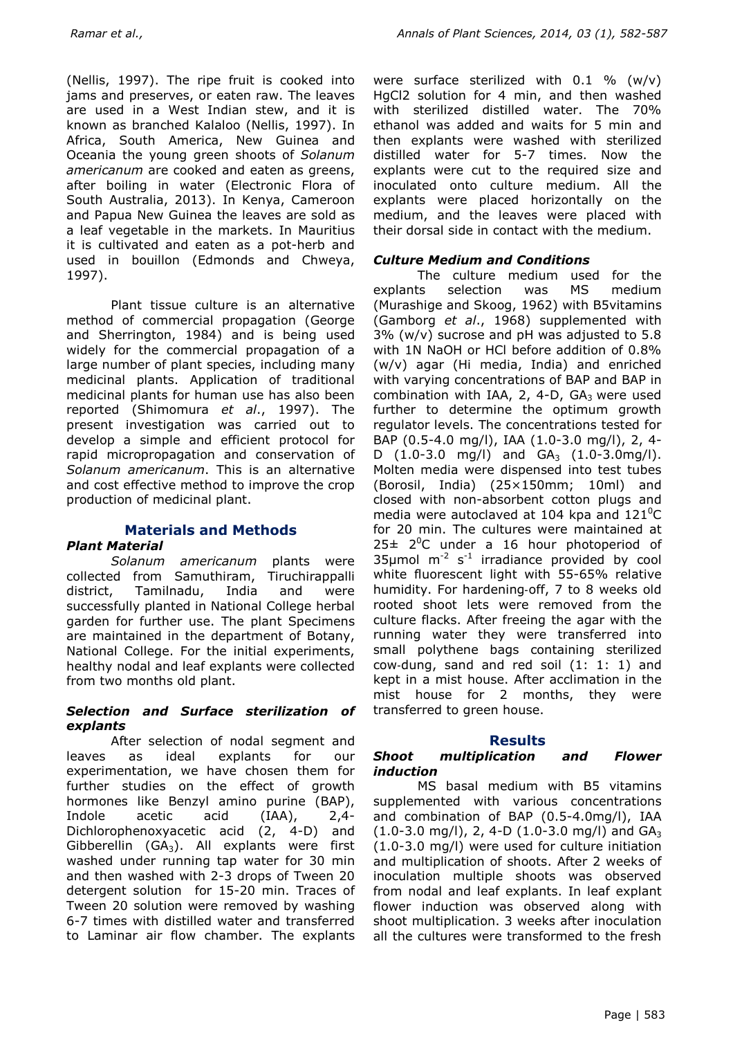(Nellis, 1997). The ripe fruit is cooked into jams and preserves, or eaten raw. The leaves are used in a West Indian stew, and it is known as branched Kalaloo (Nellis, 1997). In Africa, South America, New Guinea and Oceania the young green shoots of *Solanum americanum* are cooked and eaten as greens, after boiling in water (Electronic Flora of South Australia, 2013). In Kenya, Cameroon and Papua New Guinea the leaves are sold as a leaf vegetable in the markets. In Mauritius it is cultivated and eaten as a pot-herb and used in bouillon (Edmonds and Chweya, 1997).

Plant tissue culture is an alternative method of commercial propagation (George and Sherrington, 1984) and is being used widely for the commercial propagation of a large number of plant species, including many medicinal plants. Application of traditional medicinal plants for human use has also been reported (Shimomura *et al*., 1997). The present investigation was carried out to develop a simple and efficient protocol for rapid micropropagation and conservation of *Solanum americanum*. This is an alternative and cost effective method to improve the crop production of medicinal plant.

## Materials and Methods

### Plant Material

*Solanum americanum* plants were collected from Samuthiram, Tiruchirappalli district, Tamilnadu, India and were successfully planted in National College herbal garden for further use. The plant Specimens are maintained in the department of Botany, National College. For the initial experiments, healthy nodal and leaf explants were collected from two months old plant.

### Selection and Surface sterilization of explants

After selection of nodal segment and leaves as ideal explants for our experimentation, we have chosen them for further studies on the effect of growth hormones like Benzyl amino purine (BAP), Indole acetic acid (IAA), 2,4-Dichlorophenoxyacetic acid (2, 4-D) and Gibberellin ($GA_3$). All explants were first washed under running tap water for 30 min and then washed with 2-3 drops of Tween 20 detergent solution for 15-20 min. Traces of Tween 20 solution were removed by washing 6-7 times with distilled water and transferred to Laminar air flow chamber. The explants were surface sterilized with 0.1 % (w/v) $HgCl_2$ solution for 4 min, and then washed with sterilized distilled water. The 70% ethanol was added and waits for 5 min and then explants were washed with sterilized distilled water for 5-7 times. Now the explants were cut to the required size and inoculated onto culture medium. All the explants were placed horizontally on the medium, and the leaves were placed with their dorsal side in contact with the medium.

### Culture Medium and Conditions

The culture medium used for the explants selection was MS medium (Murashige and Skoog, 1962) with B5vitamins (Gamborg *et al*., 1968) supplemented with 3% (w/v) sucrose and pH was adjusted to 5.8 with 1N NaOH or HCl before addition of 0.8% (w/v) agar (Hi media, India) and enriched with varying concentrations of BAP and BAP in combination with IAA, 2, 4-D, $GA_3$ were used further to determine the optimum growth regulator levels. The concentrations tested for BAP (0.5-4.0 mg/l), IAA (1.0-3.0 mg/l), 2, 4-D (1.0-3.0 mg/l) and $GA_3$ (1.0-3.0mg/l). Molten media were dispensed into test tubes (Borosil, India) (25×150mm; 10ml) and closed with non-absorbent cotton plugs and media were autoclaved at 104 kpa and $121^0$C for 20 min. The cultures were maintained at 25± $2^0$C under a 16 hour photoperiod of 35µmol $m^{-2}$ $s^{-1}$ irradiance provided by cool white fluorescent light with 55-65% relative humidity. For hardening-off, 7 to 8 weeks old rooted shoot lets were removed from the culture flacks. After freeing the agar with the running water they were transferred into small polythene bags containing sterilized cow-dung, sand and red soil (1: 1: 1) and kept in a mist house. After acclimation in the mist house for 2 months, they were transferred to green house.

## Results

### Shoot multiplication and Flower induction

MS basal medium with B5 vitamins supplemented with various concentrations and combination of BAP (0.5-4.0mg/l), IAA (1.0-3.0 mg/l), 2, 4-D (1.0-3.0 mg/l) and $GA_3$ (1.0-3.0 mg/l) were used for culture initiation and multiplication of shoots. After 2 weeks of inoculation multiple shoots was observed from nodal and leaf explants. In leaf explant flower induction was observed along with shoot multiplication. 3 weeks after inoculation all the cultures were transformed to the fresh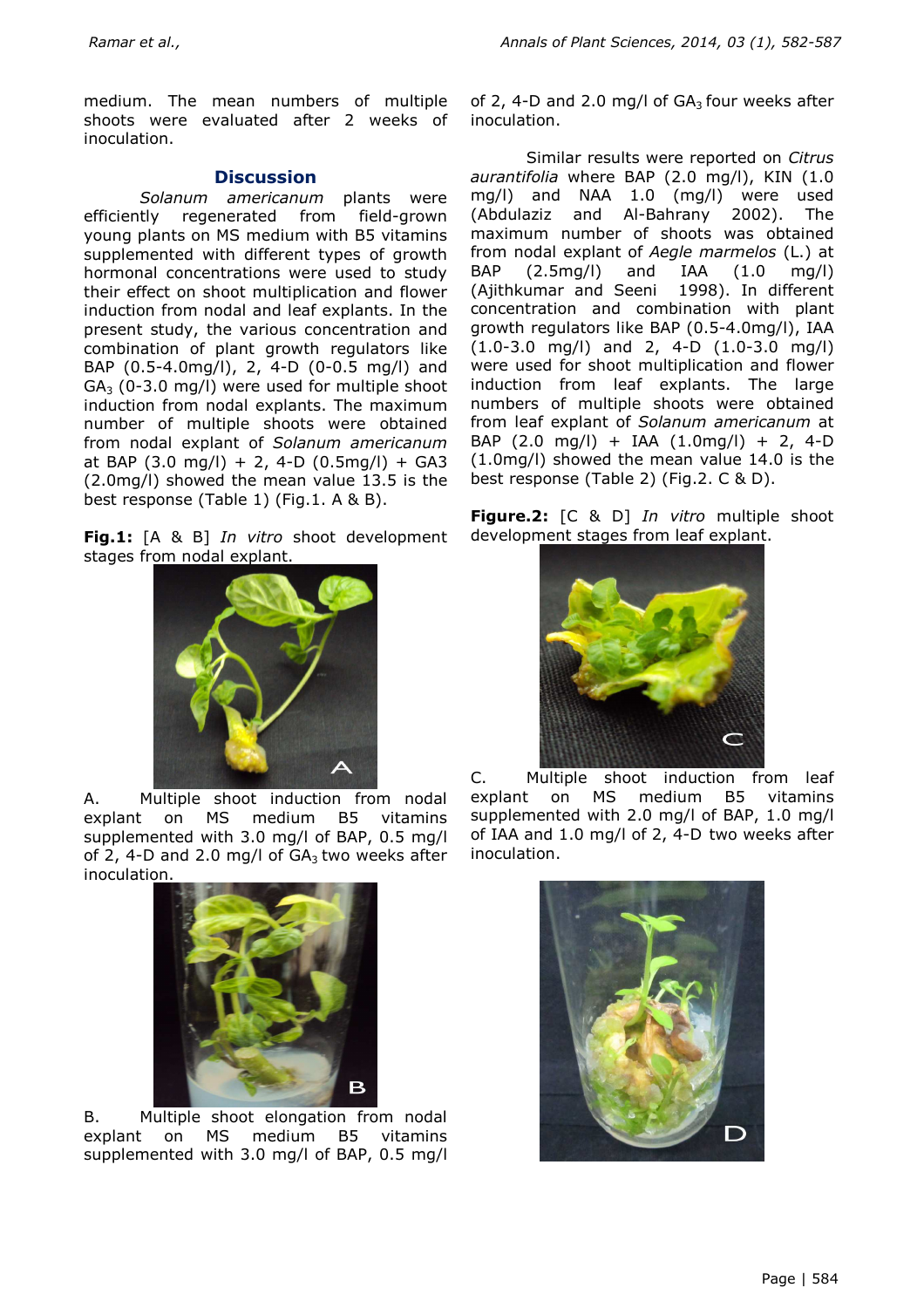medium. The mean numbers of multiple shoots were evaluated after 2 weeks of inoculation.

## Discussion

*Solanum americanum* plants were efficiently regenerated from field-grown young plants on MS medium with B5 vitamins supplemented with different types of growth hormonal concentrations were used to study their effect on shoot multiplication and flower induction from nodal and leaf explants. In the present study, the various concentration and combination of plant growth regulators like BAP (0.5-4.0mg/l), 2, 4-D (0-0.5 mg/l) and $GA_3$ (0-3.0 mg/l) were used for multiple shoot induction from nodal explants. The maximum number of multiple shoots were obtained from nodal explant of *Solanum americanum* at BAP (3.0 mg/l) + 2, 4-D (0.5mg/l) + GA3 (2.0mg/l) showed the mean value 13.5 is the best response (Table 1) (Fig.1. A & B).

**Fig.1:** [A & B] *In vitro* shoot development stages from nodal explant.

A. Multiple shoot induction from nodal explant on MS medium B5 vitamins supplemented with 3.0 mg/l of BAP, 0.5 mg/l of 2, 4-D and 2.0 mg/l of $GA_3$ two weeks after inoculation.

B. Multiple shoot elongation from nodal explant on MS medium B5 vitamins supplemented with 3.0 mg/l of BAP, 0.5 mg/l of 2, 4-D and 2.0 mg/l of $GA_3$ four weeks after inoculation.

Similar results were reported on *Citrus aurantifolia* where BAP (2.0 mg/l), KIN (1.0 mg/l) and NAA 1.0 (mg/l) were used (Abdulaziz and Al-Bahrany 2002). The maximum number of shoots was obtained from nodal explant of *Aegle marmelos* (L.) at BAP (2.5mg/l) and IAA (1.0 mg/l) (Ajithkumar and Seeni 1998). In different concentration and combination with plant growth regulators like BAP (0.5-4.0mg/l), IAA (1.0-3.0 mg/l) and 2, 4-D (1.0-3.0 mg/l) were used for shoot multiplication and flower induction from leaf explants. The large numbers of multiple shoots were obtained from leaf explant of *Solanum americanum* at BAP (2.0 mg/l) + IAA (1.0mg/l) + 2, 4-D (1.0mg/l) showed the mean value 14.0 is the best response (Table 2) (Fig.2. C & D).

**Figure.2:** [C & D] *In vitro* multiple shoot development stages from leaf explant.

C. Multiple shoot induction from leaf explant on MS medium B5 vitamins supplemented with 2.0 mg/l of BAP, 1.0 mg/l of IAA and 1.0 mg/l of 2, 4-D two weeks after inoculation.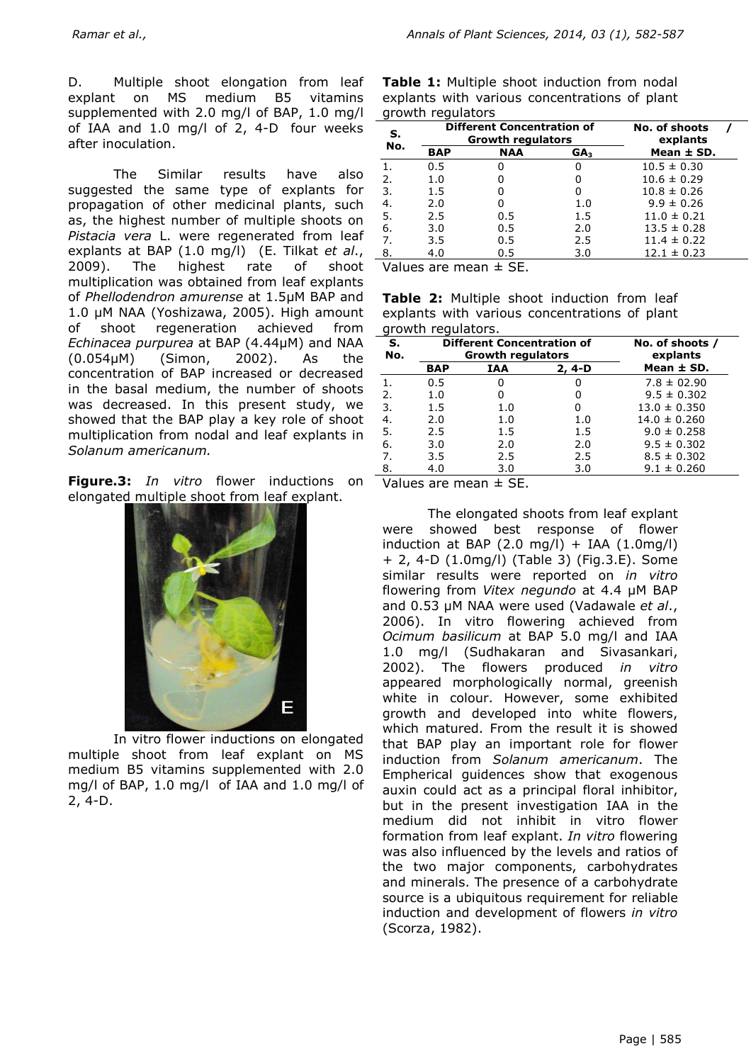D. Multiple shoot elongation from leaf explant on MS medium B5 vitamins supplemented with 2.0 mg/l of BAP, 1.0 mg/l of IAA and 1.0 mg/l of 2, 4-D four weeks after inoculation.

The Similar results have also suggested the same type of explants for propagation of other medicinal plants, such as, the highest number of multiple shoots on *Pistacia vera* L. were regenerated from leaf explants at BAP (1.0 mg/l) (E. Tilkat *et al*., 2009). The highest rate of shoot multiplication was obtained from leaf explants of *Phellodendron amurense* at 1.5μM BAP and 1.0 μM NAA (Yoshizawa, 2005). High amount of shoot regeneration achieved from *Echinacea purpurea* at BAP (4.44μM) and NAA (0.054μM) (Simon, 2002). As the concentration of BAP increased or decreased in the basal medium, the number of shoots was decreased. In this present study, we showed that the BAP play a key role of shoot multiplication from nodal and leaf explants in *Solanum americanum.*

**Figure.3:** *In vitro* flower inductions on elongated multiple shoot from leaf explant.

In vitro flower inductions on elongated multiple shoot from leaf explant on MS medium B5 vitamins supplemented with 2.0 mg/l of BAP, 1.0 mg/l of IAA and 1.0 mg/l of 2, 4-D.

**Table 1:** Multiple shoot induction from nodal explants with various concentrations of plant growth regulators

| S. No. | Different Concentration of Growth regulators | | | No. of shoots / explants |
|---|---|---|---|---|
| | BAP | NAA | $GA_3$ | Mean ± SD. |
| 1. | 0.5 | 0 | 0 | 10.5 ± 0.30 |
| 2. | 1.0 | 0 | 0 | 10.6 ± 0.29 |
| 3. | 1.5 | 0 | 0 | 10.8 ± 0.26 |
| 4. | 2.0 | 0 | 1.0 | 9.9 ± 0.26 |
| 5. | 2.5 | 0.5 | 1.5 | 11.0 ± 0.21 |
| 6. | 3.0 | 0.5 | 2.0 | 13.5 ± 0.28 |
| 7. | 3.5 | 0.5 | 2.5 | 11.4 ± 0.22 |
| 8. | 4.0 | 0.5 | 3.0 | 12.1 ± 0.23 |

Values are mean ± SE.

**Table 2:** Multiple shoot induction from leaf explants with various concentrations of plant growth regulators.

| S. No. | Different Concentration of Growth regulators | | | No. of shoots / explants |
|---|---|---|---|---|
| | BAP | IAA | 2, 4-D | Mean ± SD. |
| 1. | 0.5 | 0 | 0 | 7.8 ± 02.90 |
| 2. | 1.0 | 0 | 0 | 9.5 ± 0.302 |
| 3. | 1.5 | 1.0 | 0 | 13.0 ± 0.350 |
| 4. | 2.0 | 1.0 | 1.0 | 14.0 ± 0.260 |
| 5. | 2.5 | 1.5 | 1.5 | 9.0 ± 0.258 |
| 6. | 3.0 | 2.0 | 2.0 | 9.5 ± 0.302 |
| 7. | 3.5 | 2.5 | 2.5 | 8.5 ± 0.302 |
| 8. | 4.0 | 3.0 | 3.0 | 9.1 ± 0.260 |

Values are mean ± SE.

The elongated shoots from leaf explant were showed best response of flower induction at BAP (2.0 mg/l) + IAA (1.0mg/l) + 2, 4-D (1.0mg/l) (Table 3) (Fig.3.E). Some similar results were reported on *in vitro* flowering from *Vitex negundo* at 4.4 μM BAP and 0.53 μM NAA were used (Vadawale *et al*., 2006). In vitro flowering achieved from *Ocimum basilicum* at BAP 5.0 mg/l and IAA 1.0 mg/l (Sudhakaran and Sivasankari, 2002). The flowers produced *in vitro* appeared morphologically normal, greenish white in colour. However, some exhibited growth and developed into white flowers, which matured. From the result it is showed that BAP play an important role for flower induction from *Solanum americanum*. The Emphercial guidences show that exogenous auxin could act as a principal floral inhibitor, but in the present investigation IAA in the medium did not inhibit in vitro flower formation from leaf explant. *In vitro* flowering was also influenced by the levels and ratios of the two major components, carbohydrates and minerals. The presence of a carbohydrate source is a ubiquitous requirement for reliable induction and development of flowers *in vitro* (Scorza, 1982).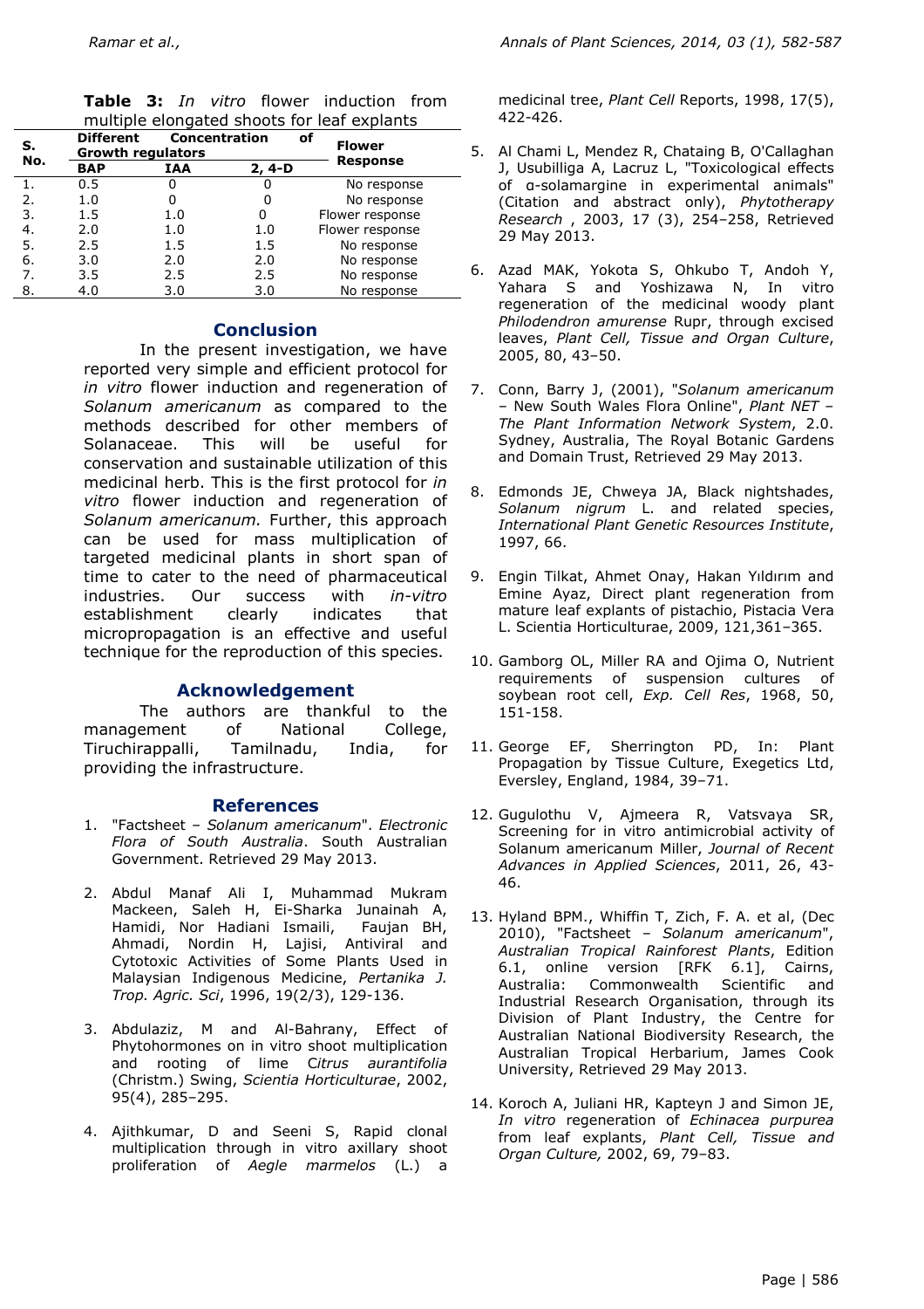**Table 3:** *In vitro* flower induction from multiple elongated shoots for leaf explants

| S. No. | Different Growth regulators | Concentration of | | Flower Response |
|---|---|---|---|---|
| | BAP | IAA | 2, 4-D | |
| 1. | 0.5 | 0 | 0 | No response |
| 2. | 1.0 | 0 | 0 | No response |
| 3. | 1.5 | 1.0 | 0 | Flower response |
| 4. | 2.0 | 1.0 | 1.0 | Flower response |
| 5. | 2.5 | 1.5 | 1.5 | No response |
| 6. | 3.0 | 2.0 | 2.0 | No response |
| 7. | 3.5 | 2.5 | 2.5 | No response |
| 8. | 4.0 | 3.0 | 3.0 | No response |

## Conclusion

In the present investigation, we have reported very simple and efficient protocol for *in vitro* flower induction and regeneration of *Solanum americanum* as compared to the methods described for other members of Solanaceae. This will be useful for conservation and sustainable utilization of this medicinal herb. This is the first protocol for *in vitro* flower induction and regeneration of *Solanum americanum.* Further, this approach can be used for mass multiplication of targeted medicinal plants in short span of time to cater to the need of pharmaceutical industries. Our success with *in-vitro* establishment clearly indicates that micropropagation is an effective and useful technique for the reproduction of this species.

## Acknowledgement

The authors are thankful to the management of National College, Tiruchirappalli, Tamilnadu, India, for providing the infrastructure.

## References

1. "Factsheet – *Solanum americanum*". *Electronic Flora of South Australia*. South Australian Government. Retrieved 29 May 2013.
2. Abdul Manaf Ali I, Muhammad Mukram Mackeen, Saleh H, Ei-Sharka Junainah A, Hamidi, Nor Hadiani Ismaili, Faujan BH, Ahmadi, Nordin H, Lajisi, Antiviral and Cytotoxic Activities of Some Plants Used in Malaysian Indigenous Medicine, *Pertanika J. Trop. Agric. Sci*, 1996, 19(2/3), 129-136.
3. Abdulaziz, M and Al-Bahrany, Effect of Phytohormones on in vitro shoot multiplication and rooting of lime C*itrus aurantifolia* (Christm.) Swing, *Scientia Horticulturae*, 2002, 95(4), 285–295.
4. Ajithkumar, D and Seeni S, Rapid clonal multiplication through in vitro axillary shoot proliferation of *Aegle marmelos* (L.) a medicinal tree, *Plant Cell* Reports, 1998, 17(5), 422-426.
5. Al Chami L, Mendez R, Chataing B, O'Callaghan J, Usubilliga A, Lacruz L, "Toxicological effects of α-solamargine in experimental animals" (Citation and abstract only), *Phytotherapy Research* , 2003, 17 (3), 254–258, Retrieved 29 May 2013.
6. Azad MAK, Yokota S, Ohkubo T, Andoh Y, Yahara S and Yoshizawa N, In vitro regeneration of the medicinal woody plant *Philodendron amurense* Rupr, through excised leaves, *Plant Cell, Tissue and Organ Culture*, 2005, 80, 43–50.
7. Conn, Barry J, (2001), "*Solanum americanum* – New South Wales Flora Online", *Plant NET – The Plant Information Network System*, 2.0. Sydney, Australia, The Royal Botanic Gardens and Domain Trust, Retrieved 29 May 2013.
8. Edmonds JE, Chweya JA, Black nightshades, *Solanum nigrum* L. and related species, *International Plant Genetic Resources Institute*, 1997, 66.
9. Engin Tilkat, Ahmet Onay, Hakan Yıldırım and Emine Ayaz, Direct plant regeneration from mature leaf explants of pistachio, Pistacia Vera L. Scientia Horticulturae, 2009, 121,361–365.
10. Gamborg OL, Miller RA and Ojima O, Nutrient requirements of suspension cultures of soybean root cell, *Exp. Cell Res*, 1968, 50, 151-158.
11. George EF, Sherrington PD, In: Plant Propagation by Tissue Culture, Exegetics Ltd, Eversley, England, 1984, 39–71.
12. Gugulothu V, Ajmeera R, Vatsvaya SR, Screening for in vitro antimicrobial activity of Solanum americanum Miller, *Journal of Recent Advances in Applied Sciences*, 2011, 26, 43-46.
13. Hyland BPM., Whiffin T, Zich, F. A. et al, (Dec 2010), "Factsheet – *Solanum americanum*", *Australian Tropical Rainforest Plants*, Edition 6.1, online version [RFK 6.1], Cairns, Australia: Commonwealth Scientific and Industrial Research Organisation, through its Division of Plant Industry, the Centre for Australian National Biodiversity Research, the Australian Tropical Herbarium, James Cook University, Retrieved 29 May 2013.
14. Koroch A, Juliani HR, Kapteyn J and Simon JE, *In vitro* regeneration of *Echinacea purpurea* from leaf explants, *Plant Cell, Tissue and Organ Culture,* 2002, 69, 79–83.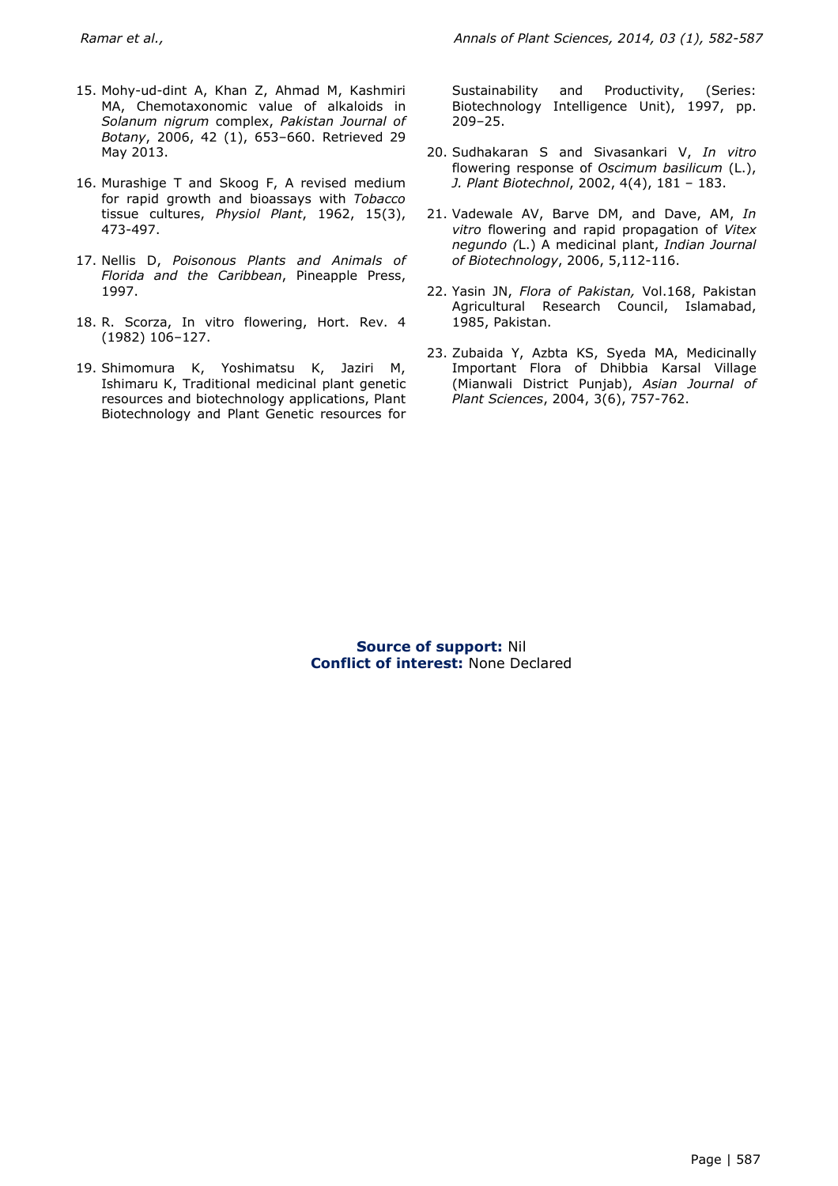15. Mohy-ud-dint A, Khan Z, Ahmad M, Kashmiri MA, Chemotaxonomic value of alkaloids in *Solanum nigrum* complex, *Pakistan Journal of Botany*, 2006, 42 (1), 653–660. Retrieved 29 May 2013.

16. Murashige T and Skoog F, A revised medium for rapid growth and bioassays with *Tobacco* tissue cultures, *Physiol Plant*, 1962, 15(3), 473-497.

17. Nellis D, *Poisonous Plants and Animals of Florida and the Caribbean*, Pineapple Press, 1997.

18. R. Scorza, In vitro flowering, Hort. Rev. 4 (1982) 106–127.

19. Shimomura K, Yoshimatsu K, Jaziri M, Ishimaru K, Traditional medicinal plant genetic resources and biotechnology applications, Plant Biotechnology and Plant Genetic resources for Sustainability and Productivity, (Series: Biotechnology Intelligence Unit), 1997, pp. 209–25.

20. Sudhakaran S and Sivasankari V, *In vitro* flowering response of *Oscimum basilicum* (L.), *J. Plant Biotechnol*, 2002, 4(4), 181 – 183.

21. Vadewale AV, Barve DM, and Dave, AM, *In vitro* flowering and rapid propagation of *Vitex negundo (*L.) A medicinal plant, *Indian Journal of Biotechnology*, 2006, 5,112-116.

22. Yasin JN, *Flora of Pakistan,* Vol.168, Pakistan Agricultural Research Council, Islamabad, 1985, Pakistan.

23. Zubaida Y, Azbta KS, Syeda MA, Medicinally Important Flora of Dhibbia Karsal Village (Mianwali District Punjab), *Asian Journal of Plant Sciences*, 2004, 3(6), 757-762.

**Source of support:** Nil
**Conflict of interest:** None Declared